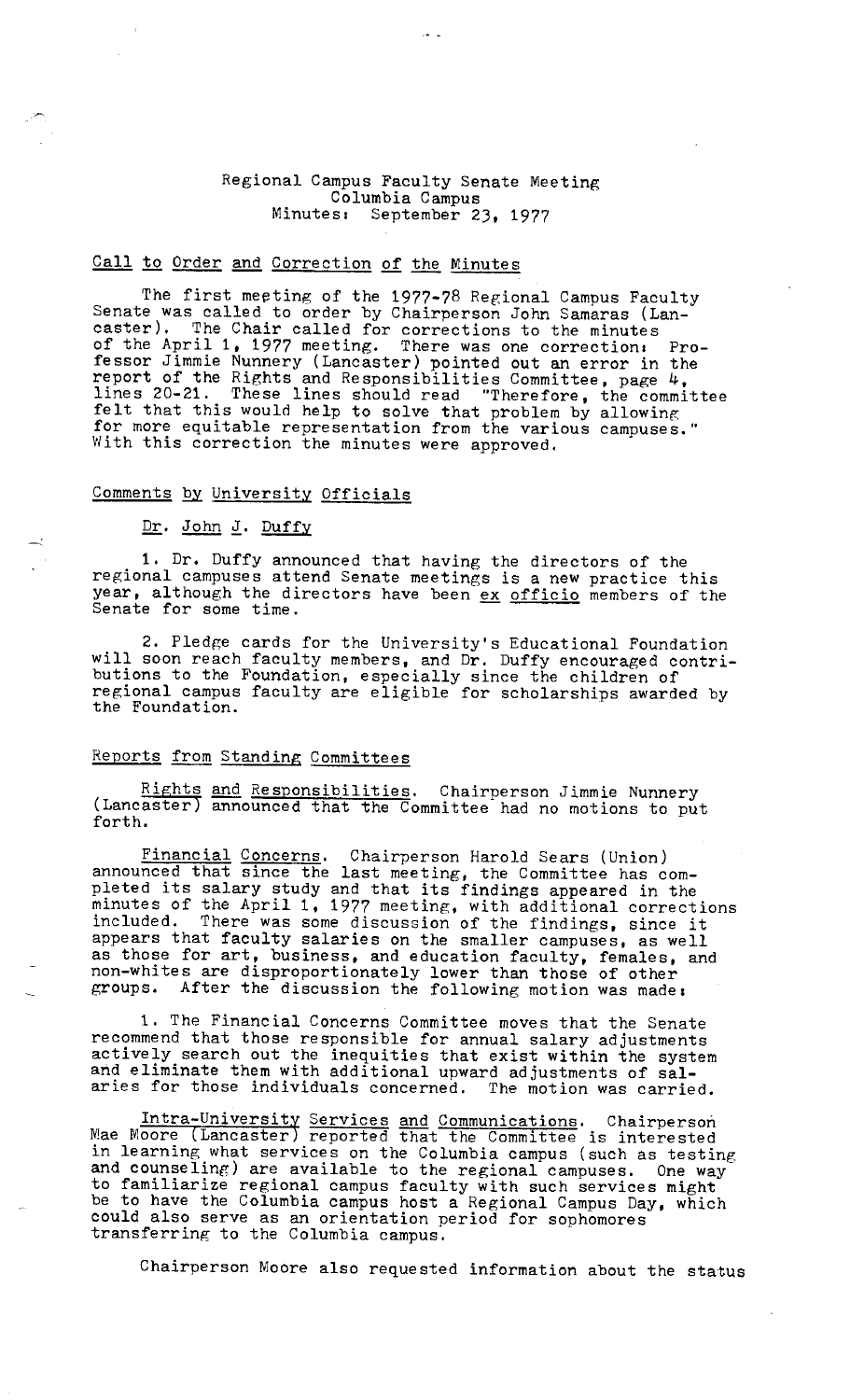# Regional Campus Faculty Senate Meeting
## Columbia Campus
## Minutes: September 23, 1977

### Call to Order and Correction of the Minutes

The first meeting of the 1977-78 Regional Campus Faculty Senate was called to order by Chairperson John Samaras (Lancaster). The Chair called for corrections to the minutes of the April 1, 1977 meeting. There was one correction: Professor Jimmie Nunnery (Lancaster) pointed out an error in the report of the Rights and Responsibilities Committee, page 4, lines 20-21. These lines should read "Therefore, the committee felt that this would help to solve that problem by allowing for more equitable representation from the various campuses." With this correction the minutes were approved.

### Comments by University Officials

#### Dr. John J. Duffy

1. Dr. Duffy announced that having the directors of the regional campuses attend Senate meetings is a new practice this year, although the directors have been *ex officio* members of the Senate for some time.

2. Pledge cards for the University's Educational Foundation will soon reach faculty members, and Dr. Duffy encouraged contributions to the Foundation, especially since the children of regional campus faculty are eligible for scholarships awarded by the Foundation.

### Reports from Standing Committees

Rights and Responsibilities. Chairperson Jimmie Nunnery (Lancaster) announced that the Committee had no motions to put forth.

Financial Concerns. Chairperson Harold Sears (Union) announced that since the last meeting, the Committee has completed its salary study and that its findings appeared in the minutes of the April 1, 1977 meeting, with additional corrections included. There was some discussion of the findings, since it appears that faculty salaries on the smaller campuses, as well as those for art, business, and education faculty, females, and non-whites are disproportionately lower than those of other groups. After the discussion the following motion was made:

1. The Financial Concerns Committee moves that the Senate recommend that those responsible for annual salary adjustments actively search out the inequities that exist within the system and eliminate them with additional upward adjustments of salaries for those individuals concerned. The motion was carried.

Intra-University Services and Communications. Chairperson Mae Moore (Lancaster) reported that the Committee is interested in learning what services on the Columbia campus (such as testing and counseling) are available to the regional campuses. One way to familiarize regional campus faculty with such services might be to have the Columbia campus host a Regional Campus Day, which could also serve as an orientation period for sophomores transferring to the Columbia campus.

Chairperson Moore also requested information about the status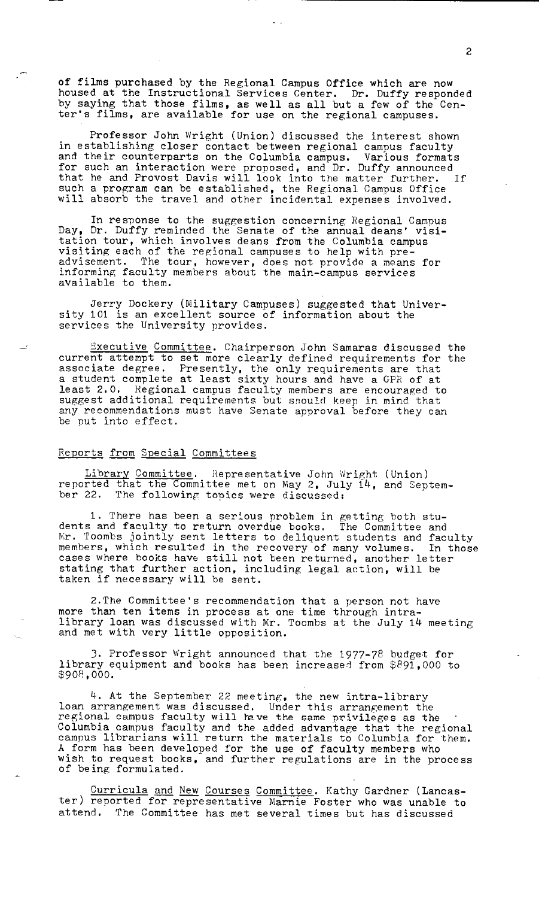of films purchased by the Regional Campus Office which are now housed at the Instructional Services Center. Dr. Duffy responded by saying that those films, as well as all but a few of the Center's films, are available for use on the regional campuses.

Professor John Wright (Union) discussed the interest shown in establishing closer contact between regional campus faculty and their counterparts on the Columbia campus. Various formats for such an interaction were proposed, and Dr. Duffy announced that he and Provost Davis will look into the matter further. If such a program can be established, the Regional Campus Office will absorb the travel and other incidental expenses involved.

In response to the suggestion concerning Regional Campus Day, Dr. Duffy reminded the Senate of the annual deans' visitation tour, which involves deans from the Columbia campus visiting each of the regional campuses to help with preadvisement. The tour, however, does not provide a means for informing faculty members about the main-campus services available to them.

Jerry Dockery (Military Campuses) suggested that University 101 is an excellent source of information about the services the University provides.

Executive Committee. Chairperson John Samaras discussed the current attempt to set more clearly defined requirements for the associate degree. Presently, the only requirements are that a student complete at least sixty hours and have a GPR of at least 2.0. Regional campus faculty members are encouraged to suggest additional requirements but should keep in mind that any recommendations must have Senate approval before they can be put into effect.

## Reports from Special Committees

Library Committee. Representative John Wright (Union) reported that the Committee met on May 2, July 14, and September 22. The following topics were discussed:

1. There has been a serious problem in getting both students and faculty to return overdue books. The Committee and Mr. Toombs jointly sent letters to delinquent students and faculty members, which resulted in the recovery of many volumes. In those cases where books have still not been returned, another letter stating that further action, including legal action, will be taken if necessary will be sent.

2. The Committee's recommendation that a person not have more than ten items in process at one time through intra-library loan was discussed with Mr. Toombs at the July 14 meeting and met with very little opposition.

3. Professor Wright announced that the 1977-78 budget for library equipment and books has been increased from $891,000 to $908,000.

4. At the September 22 meeting, the new intra-library loan arrangement was discussed. Under this arrangement the regional campus faculty will have the same privileges as the Columbia campus faculty and the added advantage that the regional campus librarians will return the materials to Columbia for them. A form has been developed for the use of faculty members who wish to request books, and further regulations are in the process of being formulated.

Curricula and New Courses Committee. Kathy Gardner (Lancaster) reported for representative Marnie Foster who was unable to attend. The Committee has met several times but has discussed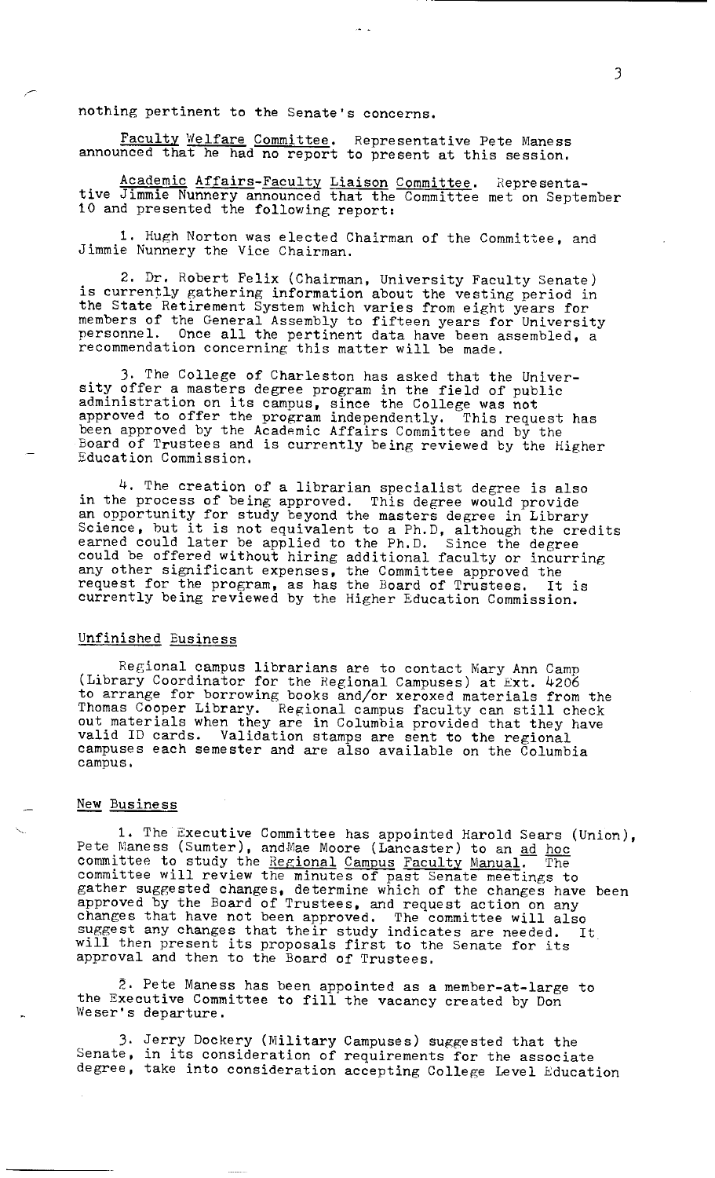nothing pertinent to the Senate's concerns.

Faculty Welfare Committee. Representative Pete Maness announced that he had no report to present at this session.

Academic Affairs-Faculty Liaison Committee. Representative Jimmie Nunnery announced that the Committee met on September 10 and presented the following report:

1. Hugh Norton was elected Chairman of the Committee, and Jimmie Nunnery the Vice Chairman.

2. Dr. Robert Felix (Chairman, University Faculty Senate) is currently gathering information about the vesting period in the State Retirement System which varies from eight years for members of the General Assembly to fifteen years for University personnel. Once all the pertinent data have been assembled, a recommendation concerning this matter will be made.

3. The College of Charleston has asked that the University offer a masters degree program in the field of public administration on its campus, since the College was not approved to offer the program independently. This request has been approved by the Academic Affairs Committee and by the Board of Trustees and is currently being reviewed by the Higher Education Commission.

4. The creation of a librarian specialist degree is also in the process of being approved. This degree would provide an opportunity for study beyond the masters degree in Library Science, but it is not equivalent to a Ph.D, although the credits earned could later be applied to the Ph.D. Since the degree could be offered without hiring additional faculty or incurring any other significant expenses, the Committee approved the request for the program, as has the Board of Trustees. It is currently being reviewed by the Higher Education Commission.

## Unfinished Business

Regional campus librarians are to contact Mary Ann Camp (Library Coordinator for the Regional Campuses) at Ext. 4206 to arrange for borrowing books and/or xeroxed materials from the Thomas Cooper Library. Regional campus faculty can still check out materials when they are in Columbia provided that they have valid ID cards. Validation stamps are sent to the regional campuses each semester and are also available on the Columbia campus.

## New Business

1. The Executive Committee has appointed Harold Sears (Union), Pete Maness (Sumter), and Mae Moore (Lancaster) to an *ad hoc* committee to study the *Regional Campus Faculty Manual*. The committee will review the minutes of past Senate meetings to gather suggested changes, determine which of the changes have been approved by the Board of Trustees, and request action on any changes that have not been approved. The committee will also suggest any changes that their study indicates are needed. It will then present its proposals first to the Senate for its approval and then to the Board of Trustees.

2. Pete Maness has been appointed as a member-at-large to the Executive Committee to fill the vacancy created by Don Weser's departure.

3. Jerry Dockery (Military Campuses) suggested that the Senate, in its consideration of requirements for the associate degree, take into consideration accepting College Level Education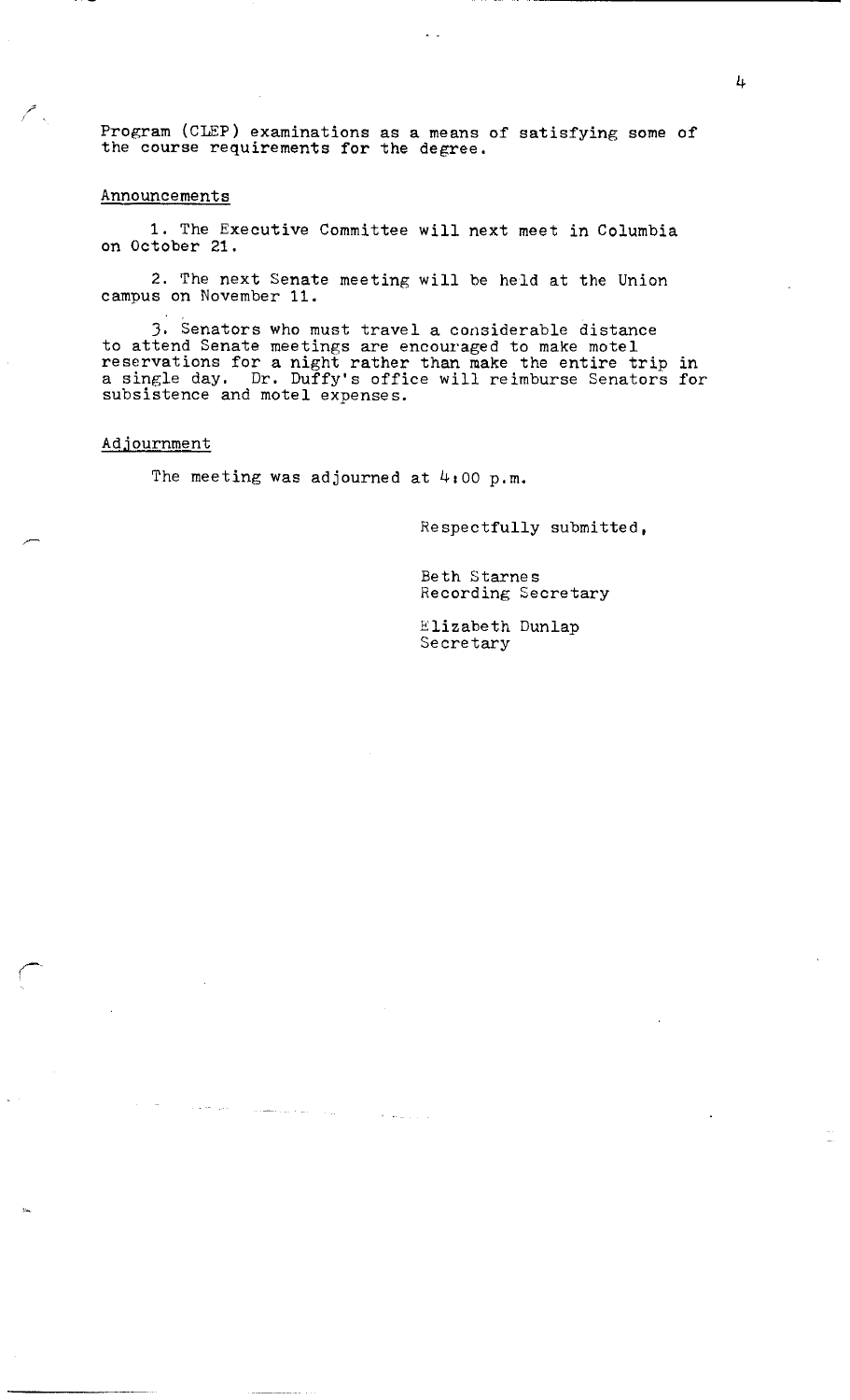Program (CLEP) examinations as a means of satisfying some of the course requirements for the degree.

## Announcements

1. The Executive Committee will next meet in Columbia on October 21.

2. The next Senate meeting will be held at the Union campus on November 11.

3. Senators who must travel a considerable distance to attend Senate meetings are encouraged to make motel reservations for a night rather than make the entire trip in a single day. Dr. Duffy's office will reimburse Senators for subsistence and motel expenses.

## Adjournment

The meeting was adjourned at 4:00 p.m.

Respectfully submitted,

Beth Starnes
Recording Secretary

Elizabeth Dunlap
Secretary